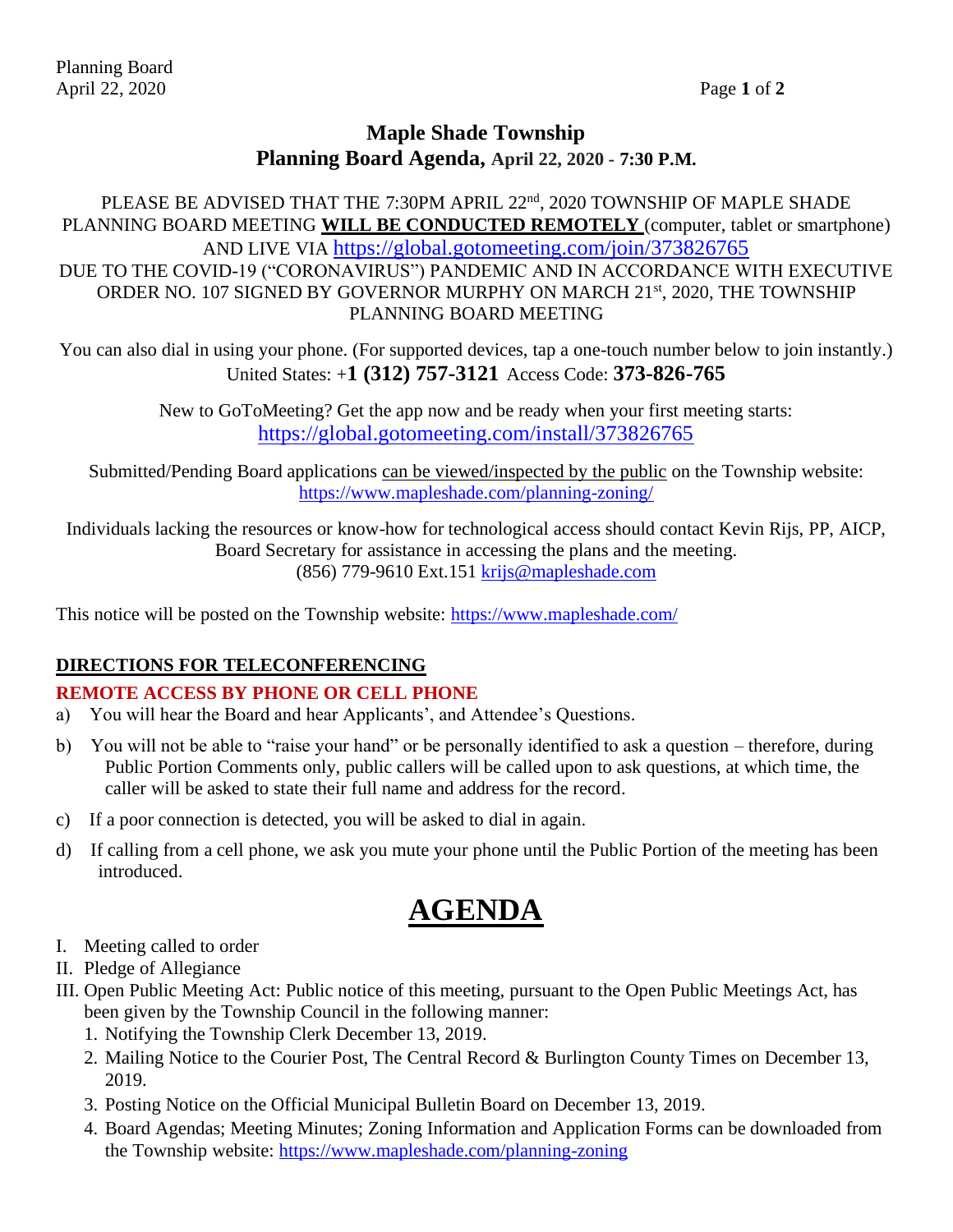# Maple Shade Township

## Planning Board Agenda, April 22, 2020 - 7:30 P.M.

PLEASE BE ADVISED THAT THE 7:30PM APRIL 22nd, 2020 TOWNSHIP OF MAPLE SHADE PLANNING BOARD MEETING **WILL BE CONDUCTED REMOTELY** (computer, tablet or smartphone) AND LIVE VIA https://global.gotomeeting.com/join/373826765 DUE TO THE COVID-19 ("CORONAVIRUS") PANDEMIC AND IN ACCORDANCE WITH EXECUTIVE ORDER NO. 107 SIGNED BY GOVERNOR MURPHY ON MARCH 21st, 2020, THE TOWNSHIP PLANNING BOARD MEETING

You can also dial in using your phone. (For supported devices, tap a one-touch number below to join instantly.)
United States: +**1 (312) 757-3121** Access Code: **373-826-765**

New to GoToMeeting? Get the app now and be ready when your first meeting starts:
https://global.gotomeeting.com/install/373826765

Submitted/Pending Board applications can be viewed/inspected by the public on the Township website:
https://www.mapleshade.com/planning-zoning/

Individuals lacking the resources or know-how for technological access should contact Kevin Rijs, PP, AICP, Board Secretary for assistance in accessing the plans and the meeting.
(856) 779-9610 Ext.151 krijs@mapleshade.com

This notice will be posted on the Township website: https://www.mapleshade.com/

**DIRECTIONS FOR TELECONFERENCING**

**REMOTE ACCESS BY PHONE OR CELL PHONE**

a) You will hear the Board and hear Applicants', and Attendee's Questions.

b) You will not be able to "raise your hand" or be personally identified to ask a question – therefore, during Public Portion Comments only, public callers will be called upon to ask questions, at which time, the caller will be asked to state their full name and address for the record.

c) If a poor connection is detected, you will be asked to dial in again.

d) If calling from a cell phone, we ask you mute your phone until the Public Portion of the meeting has been introduced.

# AGENDA

I. Meeting called to order

II. Pledge of Allegiance

III. Open Public Meeting Act: Public notice of this meeting, pursuant to the Open Public Meetings Act, has been given by the Township Council in the following manner:

1. Notifying the Township Clerk December 13, 2019.
2. Mailing Notice to the Courier Post, The Central Record & Burlington County Times on December 13, 2019.
3. Posting Notice on the Official Municipal Bulletin Board on December 13, 2019.
4. Board Agendas; Meeting Minutes; Zoning Information and Application Forms can be downloaded from the Township website: https://www.mapleshade.com/planning-zoning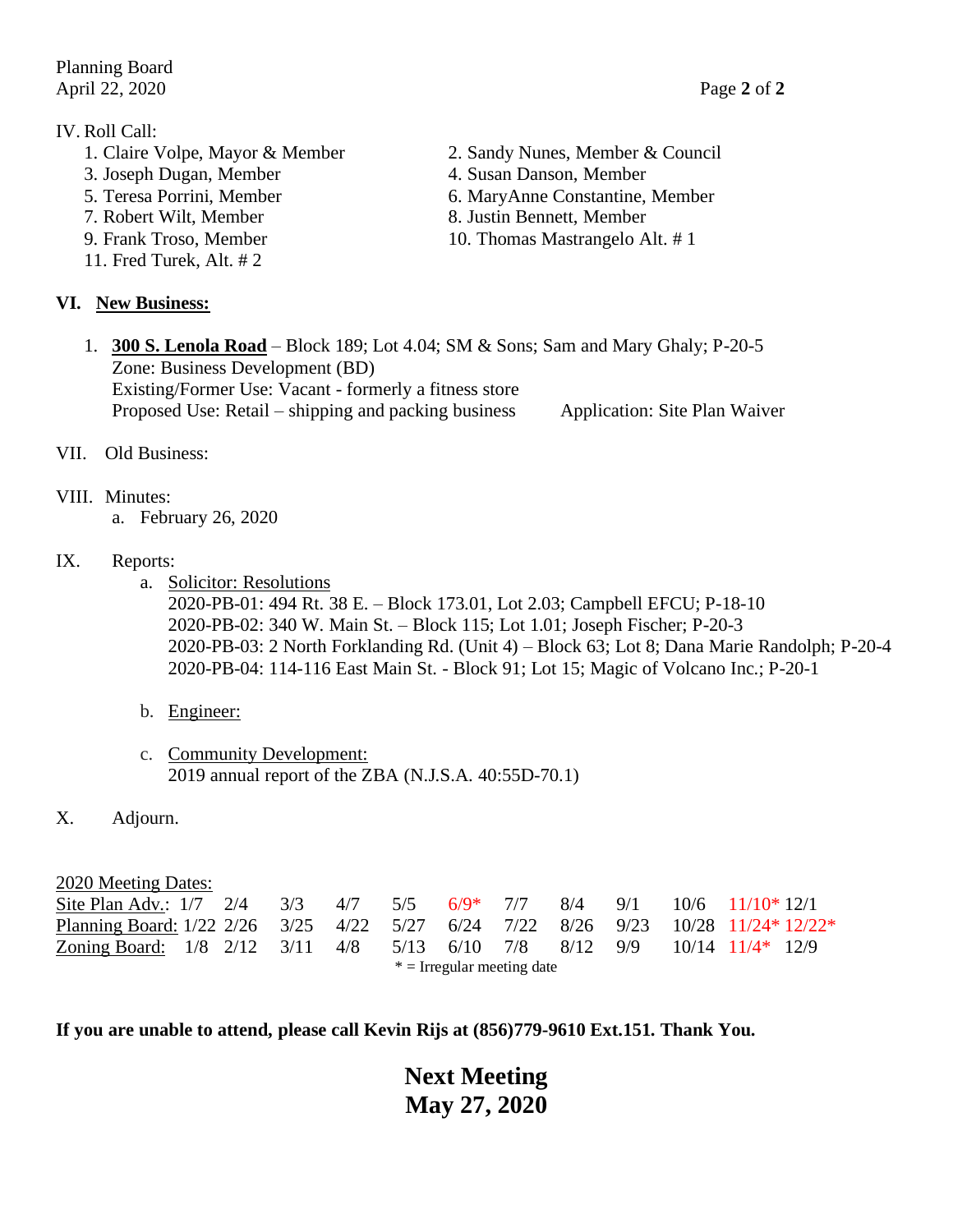IV. Roll Call:

1. Claire Volpe, Mayor & Member
2. Sandy Nunes, Member & Council
3. Joseph Dugan, Member
4. Susan Danson, Member
5. Teresa Porrini, Member
6. MaryAnne Constantine, Member
7. Robert Wilt, Member
8. Justin Bennett, Member
9. Frank Troso, Member
10. Thomas Mastrangelo Alt. # 1
11. Fred Turek, Alt. # 2

**VI. New Business:**

1. **300 S. Lenola Road** – Block 189; Lot 4.04; SM & Sons; Sam and Mary Ghaly; P-20-5
   Zone: Business Development (BD)
   Existing/Former Use: Vacant - formerly a fitness store
   Proposed Use: Retail – shipping and packing business    Application: Site Plan Waiver

VII. Old Business:

VIII. Minutes:

a. February 26, 2020

IX. Reports:

a. Solicitor: Resolutions
   2020-PB-01: 494 Rt. 38 E. – Block 173.01, Lot 2.03; Campbell EFCU; P-18-10
   2020-PB-02: 340 W. Main St. – Block 115; Lot 1.01; Joseph Fischer; P-20-3
   2020-PB-03: 2 North Forklanding Rd. (Unit 4) – Block 63; Lot 8; Dana Marie Randolph; P-20-4
   2020-PB-04: 114-116 East Main St. - Block 91; Lot 15; Magic of Volcano Inc.; P-20-1

b. Engineer:

c. Community Development:
   2019 annual report of the ZBA (N.J.S.A. 40:55D-70.1)

X. Adjourn.

2020 Meeting Dates:

| | | | | | | | | | | | | |
|---|---|---|---|---|---|---|---|---|---|---|---|---|
| Site Plan Adv.: | 1/7 | 2/4 | 3/3 | 4/7 | 5/5 | 6/9* | 7/7 | 8/4 | 9/1 | 10/6 | 11/10* | 12/1 |
| Planning Board: | 1/22 | 2/26 | 3/25 | 4/22 | 5/27 | 6/24 | 7/22 | 8/26 | 9/23 | 10/28 | 11/24* | 12/22* |
| Zoning Board: | 1/8 | 2/12 | 3/11 | 4/8 | 5/13 | 6/10 | 7/8 | 8/12 | 9/9 | 10/14 | 11/4* | 12/9 |

* = Irregular meeting date

**If you are unable to attend, please call Kevin Rijs at (856)779-9610 Ext.151. Thank You.**

**Next Meeting**
**May 27, 2020**